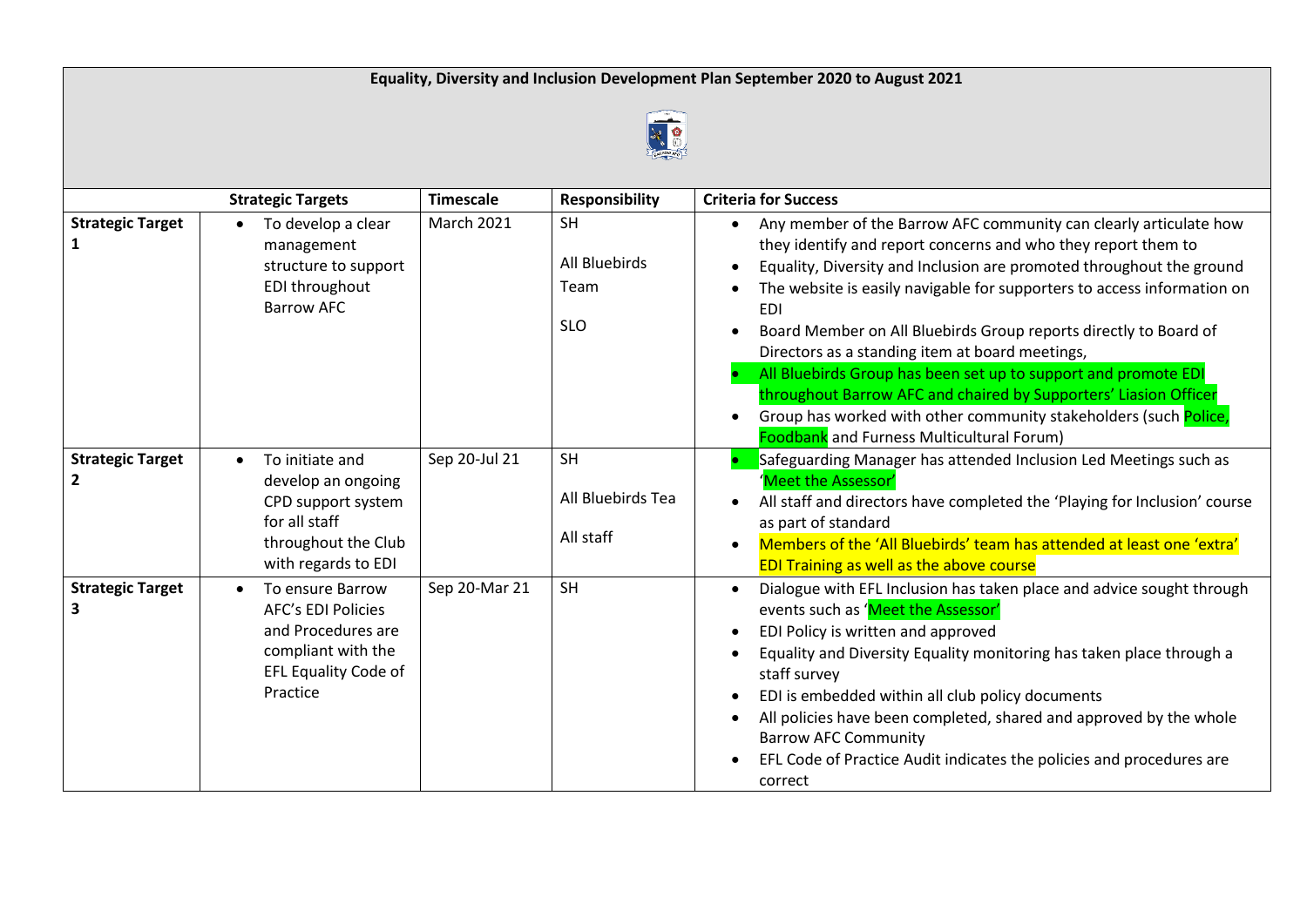# Equality, Diversity and Inclusion Development Plan September 2020 to August 2021

| Strategic Targets | | Timescale | Responsibility | Criteria for Success |
|---|---|---|---|---|
| **Strategic Target 1** | • To develop a clear management structure to support EDI throughout Barrow AFC | March 2021 | SH<br><br>All Bluebirds Team<br><br>SLO | • Any member of the Barrow AFC community can clearly articulate how they identify and report concerns and who they report them to<br>• Equality, Diversity and Inclusion are promoted throughout the ground<br>• The website is easily navigable for supporters to access information on EDI<br>• Board Member on All Bluebirds Group reports directly to Board of Directors as a standing item at board meetings,<br>• All Bluebirds Group has been set up to support and promote EDI throughout Barrow AFC and chaired by Supporters' Liasion Officer<br>• Group has worked with other community stakeholders (such Police, Foodbank and Furness Multicultural Forum) |
| **Strategic Target 2** | • To initiate and develop an ongoing CPD support system for all staff throughout the Club with regards to EDI | Sep 20-Jul 21 | SH<br><br>All Bluebirds Tea<br><br>All staff | • Safeguarding Manager has attended Inclusion Led Meetings such as 'Meet the Assessor'<br>• All staff and directors have completed the 'Playing for Inclusion' course as part of standard<br>• Members of the 'All Bluebirds' team has attended at least one 'extra' EDI Training as well as the above course |
| **Strategic Target 3** | • To ensure Barrow AFC's EDI Policies and Procedures are compliant with the EFL Equality Code of Practice | Sep 20-Mar 21 | SH | • Dialogue with EFL Inclusion has taken place and advice sought through events such as 'Meet the Assessor'<br>• EDI Policy is written and approved<br>• Equality and Diversity Equality monitoring has taken place through a staff survey<br>• EDI is embedded within all club policy documents<br>• All policies have been completed, shared and approved by the whole Barrow AFC Community<br>• EFL Code of Practice Audit indicates the policies and procedures are correct |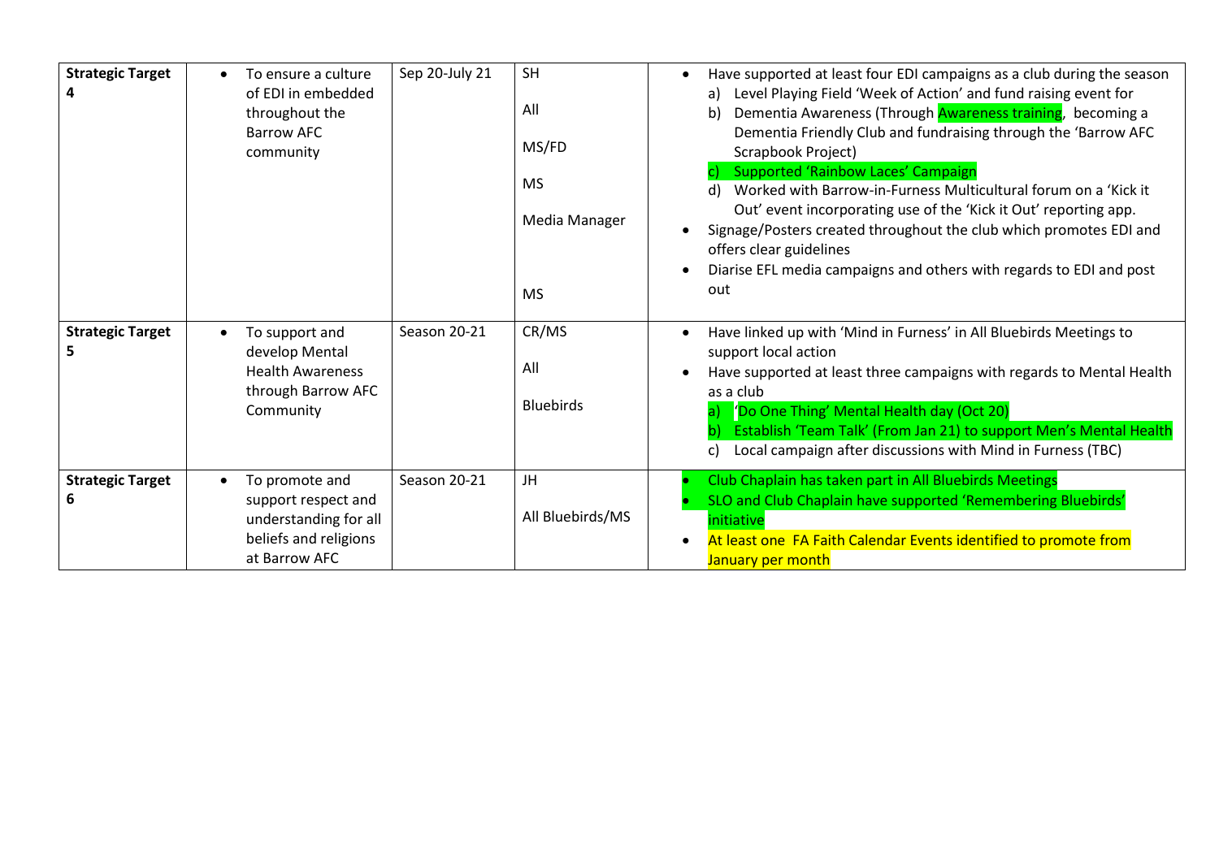| | | | | |
|---|---|---|---|---|
| **Strategic Target 4** | • To ensure a culture of EDI in embedded throughout the Barrow AFC community | Sep 20-July 21 | SH<br><br>All<br><br>MS/FD<br><br>MS<br><br>Media Manager<br><br>MS | • Have supported at least four EDI campaigns as a club during the season<br>a) Level Playing Field 'Week of Action' and fund raising event for<br>b) Dementia Awareness (Through Awareness training, becoming a Dementia Friendly Club and fundraising through the 'Barrow AFC Scrapbook Project)<br>c) Supported 'Rainbow Laces' Campaign<br>d) Worked with Barrow-in-Furness Multicultural forum on a 'Kick it Out' event incorporating use of the 'Kick it Out' reporting app.<br>• Signage/Posters created throughout the club which promotes EDI and offers clear guidelines<br>• Diarise EFL media campaigns and others with regards to EDI and post out |
| **Strategic Target 5** | • To support and develop Mental Health Awareness through Barrow AFC Community | Season 20-21 | CR/MS<br><br>All<br><br>Bluebirds | • Have linked up with 'Mind in Furness' in All Bluebirds Meetings to support local action<br>• Have supported at least three campaigns with regards to Mental Health as a club<br>a) 'Do One Thing' Mental Health day (Oct 20)<br>b) Establish 'Team Talk' (From Jan 21) to support Men's Mental Health<br>c) Local campaign after discussions with Mind in Furness (TBC) |
| **Strategic Target 6** | • To promote and support respect and understanding for all beliefs and religions at Barrow AFC | Season 20-21 | JH<br><br>All Bluebirds/MS | • Club Chaplain has taken part in All Bluebirds Meetings<br>• SLO and Club Chaplain have supported 'Remembering Bluebirds' initiative<br>• At least one FA Faith Calendar Events identified to promote from January per month |